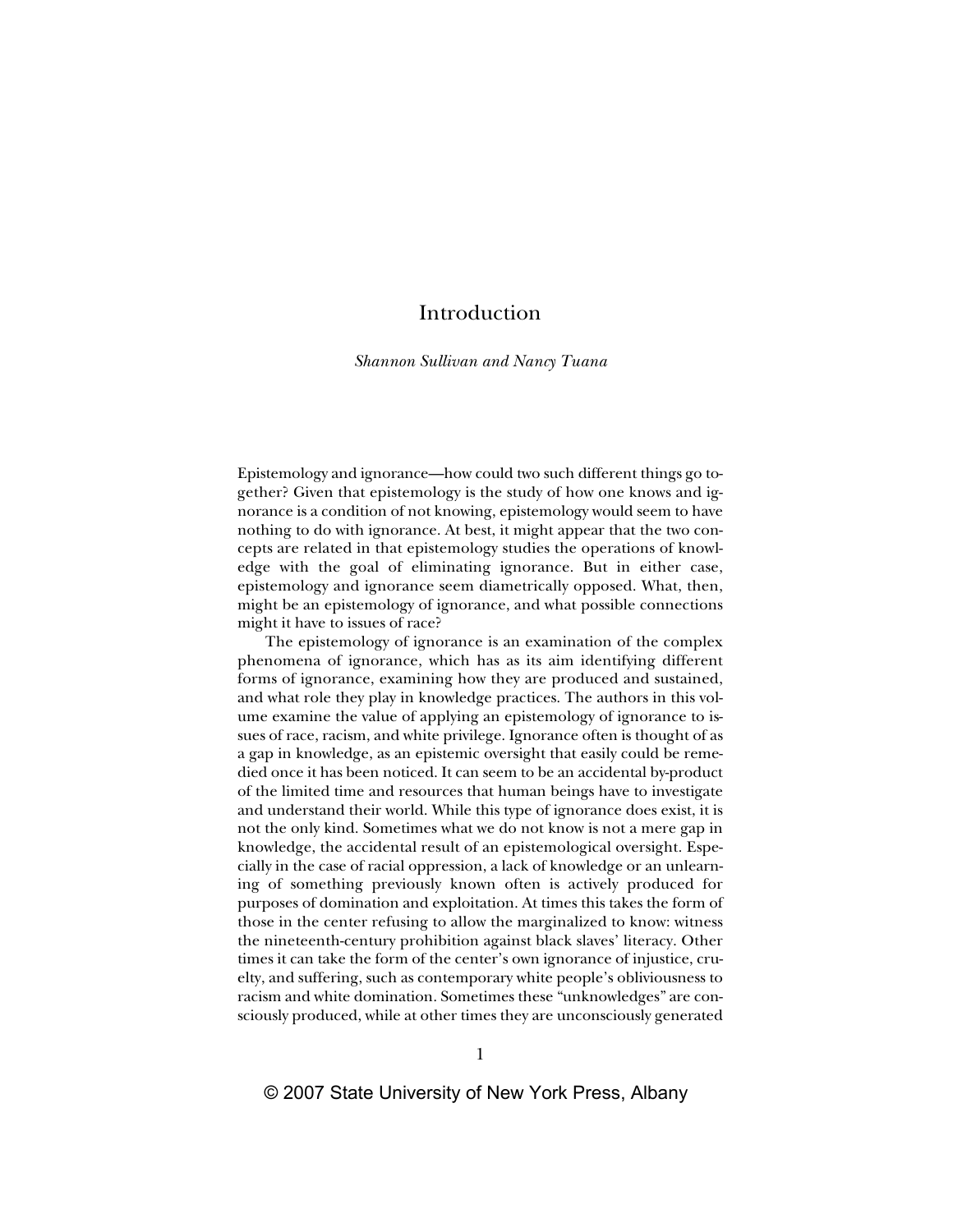# Introduction

*Shannon Sullivan and Nancy Tuana*

Epistemology and ignorance—how could two such different things go together? Given that epistemology is the study of how one knows and ignorance is a condition of not knowing, epistemology would seem to have nothing to do with ignorance. At best, it might appear that the two concepts are related in that epistemology studies the operations of knowledge with the goal of eliminating ignorance. But in either case, epistemology and ignorance seem diametrically opposed. What, then, might be an epistemology of ignorance, and what possible connections might it have to issues of race?

The epistemology of ignorance is an examination of the complex phenomena of ignorance, which has as its aim identifying different forms of ignorance, examining how they are produced and sustained, and what role they play in knowledge practices. The authors in this volume examine the value of applying an epistemology of ignorance to issues of race, racism, and white privilege. Ignorance often is thought of as a gap in knowledge, as an epistemic oversight that easily could be remedied once it has been noticed. It can seem to be an accidental by-product of the limited time and resources that human beings have to investigate and understand their world. While this type of ignorance does exist, it is not the only kind. Sometimes what we do not know is not a mere gap in knowledge, the accidental result of an epistemological oversight. Especially in the case of racial oppression, a lack of knowledge or an unlearning of something previously known often is actively produced for purposes of domination and exploitation. At times this takes the form of those in the center refusing to allow the marginalized to know: witness the nineteenth-century prohibition against black slaves' literacy. Other times it can take the form of the center's own ignorance of injustice, cruelty, and suffering, such as contemporary white people's obliviousness to racism and white domination. Sometimes these "unknowledges" are consciously produced, while at other times they are unconsciously generated

© 2007 State University of New York Press, Albany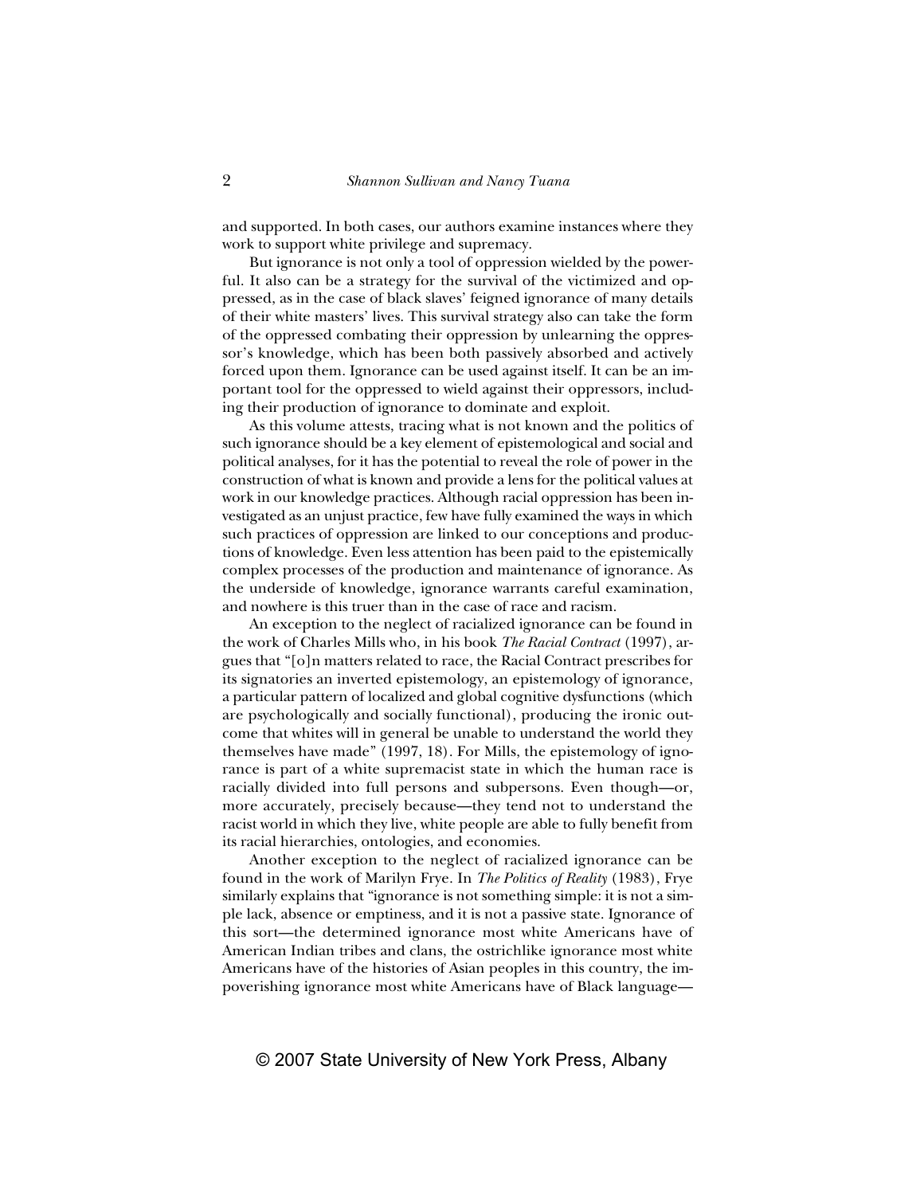and supported. In both cases, our authors examine instances where they work to support white privilege and supremacy.

But ignorance is not only a tool of oppression wielded by the powerful. It also can be a strategy for the survival of the victimized and oppressed, as in the case of black slaves' feigned ignorance of many details of their white masters' lives. This survival strategy also can take the form of the oppressed combating their oppression by unlearning the oppressor's knowledge, which has been both passively absorbed and actively forced upon them. Ignorance can be used against itself. It can be an important tool for the oppressed to wield against their oppressors, including their production of ignorance to dominate and exploit.

As this volume attests, tracing what is not known and the politics of such ignorance should be a key element of epistemological and social and political analyses, for it has the potential to reveal the role of power in the construction of what is known and provide a lens for the political values at work in our knowledge practices. Although racial oppression has been investigated as an unjust practice, few have fully examined the ways in which such practices of oppression are linked to our conceptions and productions of knowledge. Even less attention has been paid to the epistemically complex processes of the production and maintenance of ignorance. As the underside of knowledge, ignorance warrants careful examination, and nowhere is this truer than in the case of race and racism.

An exception to the neglect of racialized ignorance can be found in the work of Charles Mills who, in his book *The Racial Contract* (1997), argues that "[o]n matters related to race, the Racial Contract prescribes for its signatories an inverted epistemology, an epistemology of ignorance, a particular pattern of localized and global cognitive dysfunctions (which are psychologically and socially functional), producing the ironic outcome that whites will in general be unable to understand the world they themselves have made" (1997, 18). For Mills, the epistemology of ignorance is part of a white supremacist state in which the human race is racially divided into full persons and subpersons. Even though—or, more accurately, precisely because—they tend not to understand the racist world in which they live, white people are able to fully benefit from its racial hierarchies, ontologies, and economies.

Another exception to the neglect of racialized ignorance can be found in the work of Marilyn Frye. In *The Politics of Reality* (1983), Frye similarly explains that "ignorance is not something simple: it is not a simple lack, absence or emptiness, and it is not a passive state. Ignorance of this sort—the determined ignorance most white Americans have of American Indian tribes and clans, the ostrichlike ignorance most white Americans have of the histories of Asian peoples in this country, the impoverishing ignorance most white Americans have of Black language—

© 2007 State University of New York Press, Albany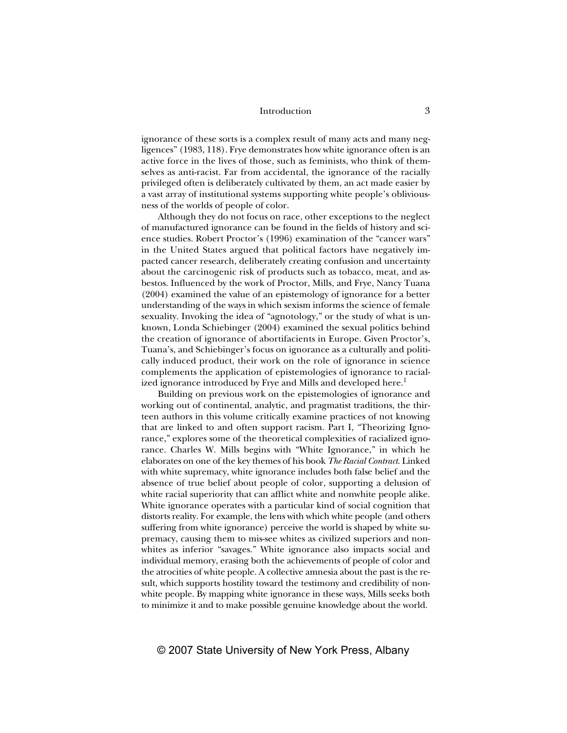ignorance of these sorts is a complex result of many acts and many negligences" (1983, 118). Frye demonstrates how white ignorance often is an active force in the lives of those, such as feminists, who think of themselves as anti-racist. Far from accidental, the ignorance of the racially privileged often is deliberately cultivated by them, an act made easier by a vast array of institutional systems supporting white people's obliviousness of the worlds of people of color.

Although they do not focus on race, other exceptions to the neglect of manufactured ignorance can be found in the fields of history and science studies. Robert Proctor's (1996) examination of the "cancer wars" in the United States argued that political factors have negatively impacted cancer research, deliberately creating confusion and uncertainty about the carcinogenic risk of products such as tobacco, meat, and asbestos. Influenced by the work of Proctor, Mills, and Frye, Nancy Tuana (2004) examined the value of an epistemology of ignorance for a better understanding of the ways in which sexism informs the science of female sexuality. Invoking the idea of "agnotology," or the study of what is unknown, Londa Schiebinger (2004) examined the sexual politics behind the creation of ignorance of abortifacients in Europe. Given Proctor's, Tuana's, and Schiebinger's focus on ignorance as a culturally and politically induced product, their work on the role of ignorance in science complements the application of epistemologies of ignorance to racialized ignorance introduced by Frye and Mills and developed here.[1]

Building on previous work on the epistemologies of ignorance and working out of continental, analytic, and pragmatist traditions, the thirteen authors in this volume critically examine practices of not knowing that are linked to and often support racism. Part I, "Theorizing Ignorance," explores some of the theoretical complexities of racialized ignorance. Charles W. Mills begins with "White Ignorance," in which he elaborates on one of the key themes of his book *The Racial Contract*. Linked with white supremacy, white ignorance includes both false belief and the absence of true belief about people of color, supporting a delusion of white racial superiority that can afflict white and nonwhite people alike. White ignorance operates with a particular kind of social cognition that distorts reality. For example, the lens with which white people (and others suffering from white ignorance) perceive the world is shaped by white supremacy, causing them to mis-see whites as civilized superiors and nonwhites as inferior "savages." White ignorance also impacts social and individual memory, erasing both the achievements of people of color and the atrocities of white people. A collective amnesia about the past is the result, which supports hostility toward the testimony and credibility of nonwhite people. By mapping white ignorance in these ways, Mills seeks both to minimize it and to make possible genuine knowledge about the world.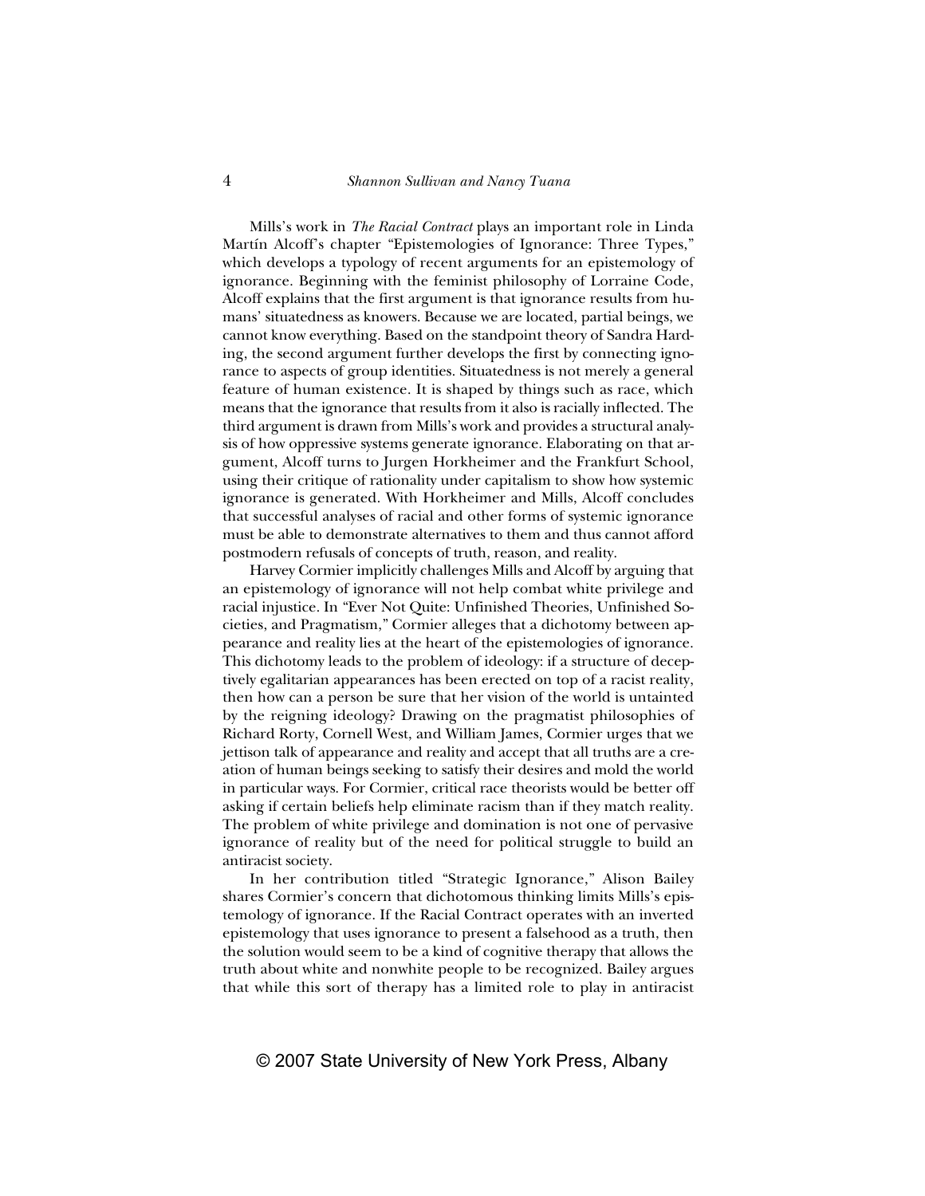Mills's work in *The Racial Contract* plays an important role in Linda Martín Alcoff's chapter "Epistemologies of Ignorance: Three Types," which develops a typology of recent arguments for an epistemology of ignorance. Beginning with the feminist philosophy of Lorraine Code, Alcoff explains that the first argument is that ignorance results from humans' situatedness as knowers. Because we are located, partial beings, we cannot know everything. Based on the standpoint theory of Sandra Harding, the second argument further develops the first by connecting ignorance to aspects of group identities. Situatedness is not merely a general feature of human existence. It is shaped by things such as race, which means that the ignorance that results from it also is racially inflected. The third argument is drawn from Mills's work and provides a structural analysis of how oppressive systems generate ignorance. Elaborating on that argument, Alcoff turns to Jurgen Horkheimer and the Frankfurt School, using their critique of rationality under capitalism to show how systemic ignorance is generated. With Horkheimer and Mills, Alcoff concludes that successful analyses of racial and other forms of systemic ignorance must be able to demonstrate alternatives to them and thus cannot afford postmodern refusals of concepts of truth, reason, and reality.

Harvey Cormier implicitly challenges Mills and Alcoff by arguing that an epistemology of ignorance will not help combat white privilege and racial injustice. In "Ever Not Quite: Unfinished Theories, Unfinished Societies, and Pragmatism," Cormier alleges that a dichotomy between appearance and reality lies at the heart of the epistemologies of ignorance. This dichotomy leads to the problem of ideology: if a structure of deceptively egalitarian appearances has been erected on top of a racist reality, then how can a person be sure that her vision of the world is untainted by the reigning ideology? Drawing on the pragmatist philosophies of Richard Rorty, Cornell West, and William James, Cormier urges that we jettison talk of appearance and reality and accept that all truths are a creation of human beings seeking to satisfy their desires and mold the world in particular ways. For Cormier, critical race theorists would be better off asking if certain beliefs help eliminate racism than if they match reality. The problem of white privilege and domination is not one of pervasive ignorance of reality but of the need for political struggle to build an antiracist society.

In her contribution titled "Strategic Ignorance," Alison Bailey shares Cormier's concern that dichotomous thinking limits Mills's epistemology of ignorance. If the Racial Contract operates with an inverted epistemology that uses ignorance to present a falsehood as a truth, then the solution would seem to be a kind of cognitive therapy that allows the truth about white and nonwhite people to be recognized. Bailey argues that while this sort of therapy has a limited role to play in antiracist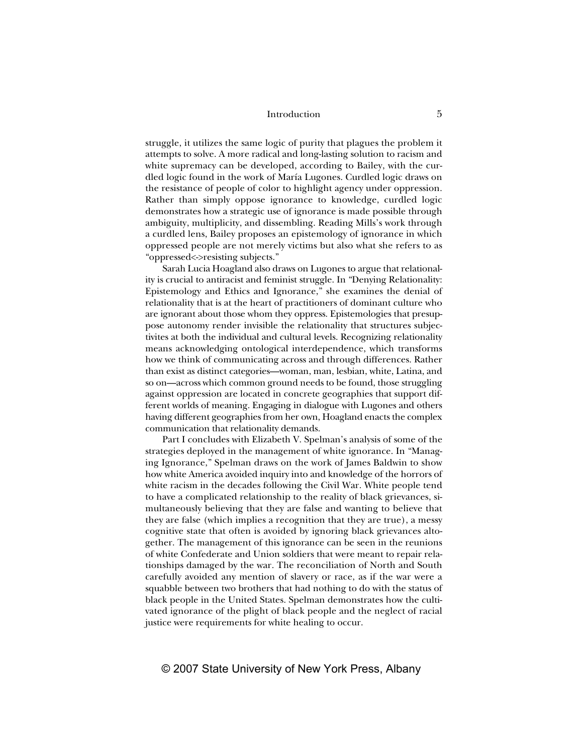struggle, it utilizes the same logic of purity that plagues the problem it attempts to solve. A more radical and long-lasting solution to racism and white supremacy can be developed, according to Bailey, with the curdled logic found in the work of María Lugones. Curdled logic draws on the resistance of people of color to highlight agency under oppression. Rather than simply oppose ignorance to knowledge, curdled logic demonstrates how a strategic use of ignorance is made possible through ambiguity, multiplicity, and dissembling. Reading Mills's work through a curdled lens, Bailey proposes an epistemology of ignorance in which oppressed people are not merely victims but also what she refers to as "oppressed<->resisting subjects."

Sarah Lucia Hoagland also draws on Lugones to argue that relationality is crucial to antiracist and feminist struggle. In "Denying Relationality: Epistemology and Ethics and Ignorance," she examines the denial of relationality that is at the heart of practitioners of dominant culture who are ignorant about those whom they oppress. Epistemologies that presuppose autonomy render invisible the relationality that structures subjectivites at both the individual and cultural levels. Recognizing relationality means acknowledging ontological interdependence, which transforms how we think of communicating across and through differences. Rather than exist as distinct categories—woman, man, lesbian, white, Latina, and so on—across which common ground needs to be found, those struggling against oppression are located in concrete geographies that support different worlds of meaning. Engaging in dialogue with Lugones and others having different geographies from her own, Hoagland enacts the complex communication that relationality demands.

Part I concludes with Elizabeth V. Spelman's analysis of some of the strategies deployed in the management of white ignorance. In "Managing Ignorance," Spelman draws on the work of James Baldwin to show how white America avoided inquiry into and knowledge of the horrors of white racism in the decades following the Civil War. White people tend to have a complicated relationship to the reality of black grievances, simultaneously believing that they are false and wanting to believe that they are false (which implies a recognition that they are true), a messy cognitive state that often is avoided by ignoring black grievances altogether. The management of this ignorance can be seen in the reunions of white Confederate and Union soldiers that were meant to repair relationships damaged by the war. The reconciliation of North and South carefully avoided any mention of slavery or race, as if the war were a squabble between two brothers that had nothing to do with the status of black people in the United States. Spelman demonstrates how the cultivated ignorance of the plight of black people and the neglect of racial justice were requirements for white healing to occur.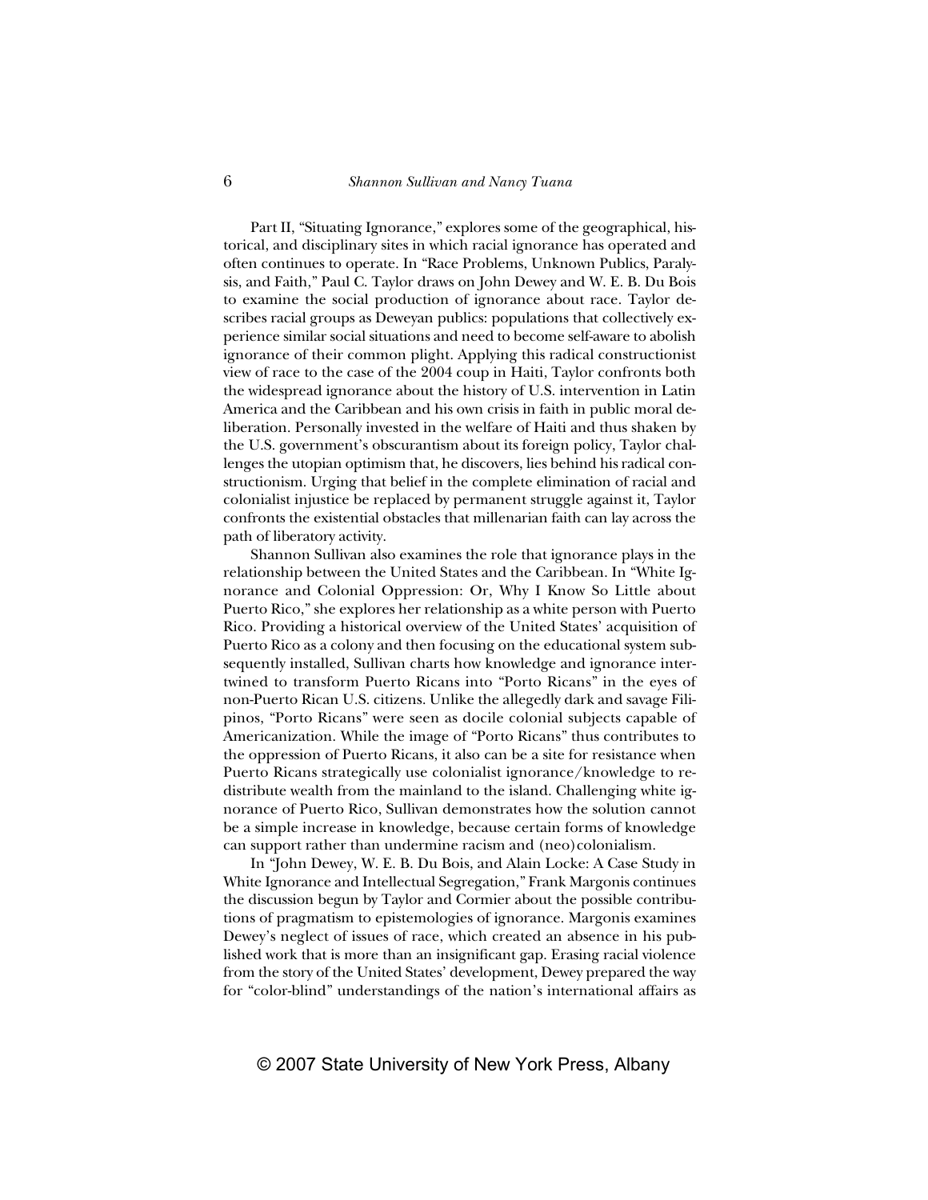Part II, "Situating Ignorance," explores some of the geographical, historical, and disciplinary sites in which racial ignorance has operated and often continues to operate. In "Race Problems, Unknown Publics, Paralysis, and Faith," Paul C. Taylor draws on John Dewey and W. E. B. Du Bois to examine the social production of ignorance about race. Taylor describes racial groups as Deweyan publics: populations that collectively experience similar social situations and need to become self-aware to abolish ignorance of their common plight. Applying this radical constructionist view of race to the case of the 2004 coup in Haiti, Taylor confronts both the widespread ignorance about the history of U.S. intervention in Latin America and the Caribbean and his own crisis in faith in public moral deliberation. Personally invested in the welfare of Haiti and thus shaken by the U.S. government's obscurantism about its foreign policy, Taylor challenges the utopian optimism that, he discovers, lies behind his radical constructionism. Urging that belief in the complete elimination of racial and colonialist injustice be replaced by permanent struggle against it, Taylor confronts the existential obstacles that millenarian faith can lay across the path of liberatory activity.

Shannon Sullivan also examines the role that ignorance plays in the relationship between the United States and the Caribbean. In "White Ignorance and Colonial Oppression: Or, Why I Know So Little about Puerto Rico," she explores her relationship as a white person with Puerto Rico. Providing a historical overview of the United States' acquisition of Puerto Rico as a colony and then focusing on the educational system subsequently installed, Sullivan charts how knowledge and ignorance intertwined to transform Puerto Ricans into "Porto Ricans" in the eyes of non-Puerto Rican U.S. citizens. Unlike the allegedly dark and savage Filipinos, "Porto Ricans" were seen as docile colonial subjects capable of Americanization. While the image of "Porto Ricans" thus contributes to the oppression of Puerto Ricans, it also can be a site for resistance when Puerto Ricans strategically use colonialist ignorance/knowledge to redistribute wealth from the mainland to the island. Challenging white ignorance of Puerto Rico, Sullivan demonstrates how the solution cannot be a simple increase in knowledge, because certain forms of knowledge can support rather than undermine racism and (neo)colonialism.

In "John Dewey, W. E. B. Du Bois, and Alain Locke: A Case Study in White Ignorance and Intellectual Segregation," Frank Margonis continues the discussion begun by Taylor and Cormier about the possible contributions of pragmatism to epistemologies of ignorance. Margonis examines Dewey's neglect of issues of race, which created an absence in his published work that is more than an insignificant gap. Erasing racial violence from the story of the United States' development, Dewey prepared the way for "color-blind" understandings of the nation's international affairs as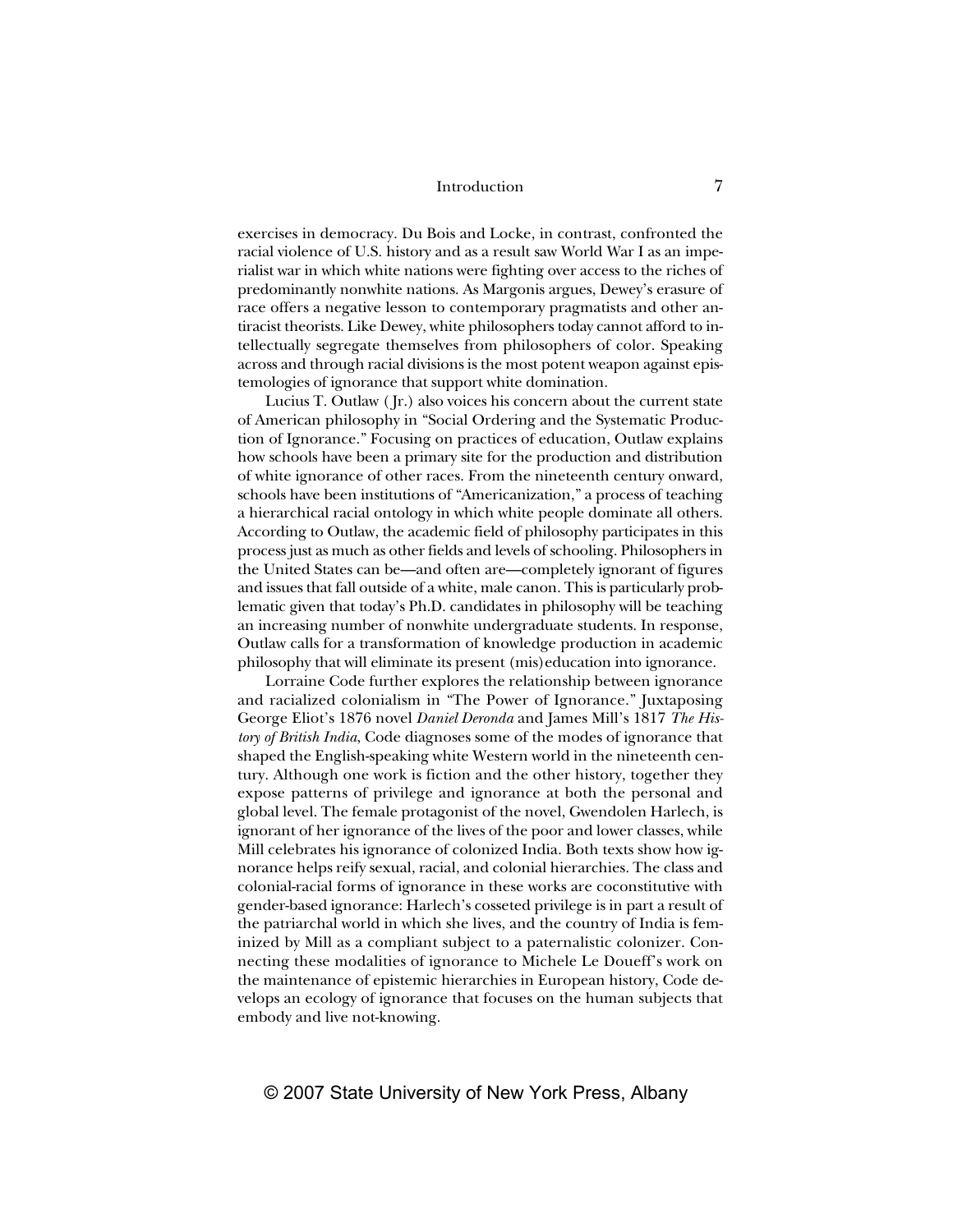exercises in democracy. Du Bois and Locke, in contrast, confronted the racial violence of U.S. history and as a result saw World War I as an imperialist war in which white nations were fighting over access to the riches of predominantly nonwhite nations. As Margonis argues, Dewey's erasure of race offers a negative lesson to contemporary pragmatists and other antiracist theorists. Like Dewey, white philosophers today cannot afford to intellectually segregate themselves from philosophers of color. Speaking across and through racial divisions is the most potent weapon against epistemologies of ignorance that support white domination.

Lucius T. Outlaw (Jr.) also voices his concern about the current state of American philosophy in "Social Ordering and the Systematic Production of Ignorance." Focusing on practices of education, Outlaw explains how schools have been a primary site for the production and distribution of white ignorance of other races. From the nineteenth century onward, schools have been institutions of "Americanization," a process of teaching a hierarchical racial ontology in which white people dominate all others. According to Outlaw, the academic field of philosophy participates in this process just as much as other fields and levels of schooling. Philosophers in the United States can be—and often are—completely ignorant of figures and issues that fall outside of a white, male canon. This is particularly problematic given that today's Ph.D. candidates in philosophy will be teaching an increasing number of nonwhite undergraduate students. In response, Outlaw calls for a transformation of knowledge production in academic philosophy that will eliminate its present (mis)education into ignorance.

Lorraine Code further explores the relationship between ignorance and racialized colonialism in "The Power of Ignorance." Juxtaposing George Eliot's 1876 novel *Daniel Deronda* and James Mill's 1817 *The History of British India*, Code diagnoses some of the modes of ignorance that shaped the English-speaking white Western world in the nineteenth century. Although one work is fiction and the other history, together they expose patterns of privilege and ignorance at both the personal and global level. The female protagonist of the novel, Gwendolen Harlech, is ignorant of her ignorance of the lives of the poor and lower classes, while Mill celebrates his ignorance of colonized India. Both texts show how ignorance helps reify sexual, racial, and colonial hierarchies. The class and colonial-racial forms of ignorance in these works are coconstitutive with gender-based ignorance: Harlech's cosseted privilege is in part a result of the patriarchal world in which she lives, and the country of India is feminized by Mill as a compliant subject to a paternalistic colonizer. Connecting these modalities of ignorance to Michele Le Doeuff's work on the maintenance of epistemic hierarchies in European history, Code develops an ecology of ignorance that focuses on the human subjects that embody and live not-knowing.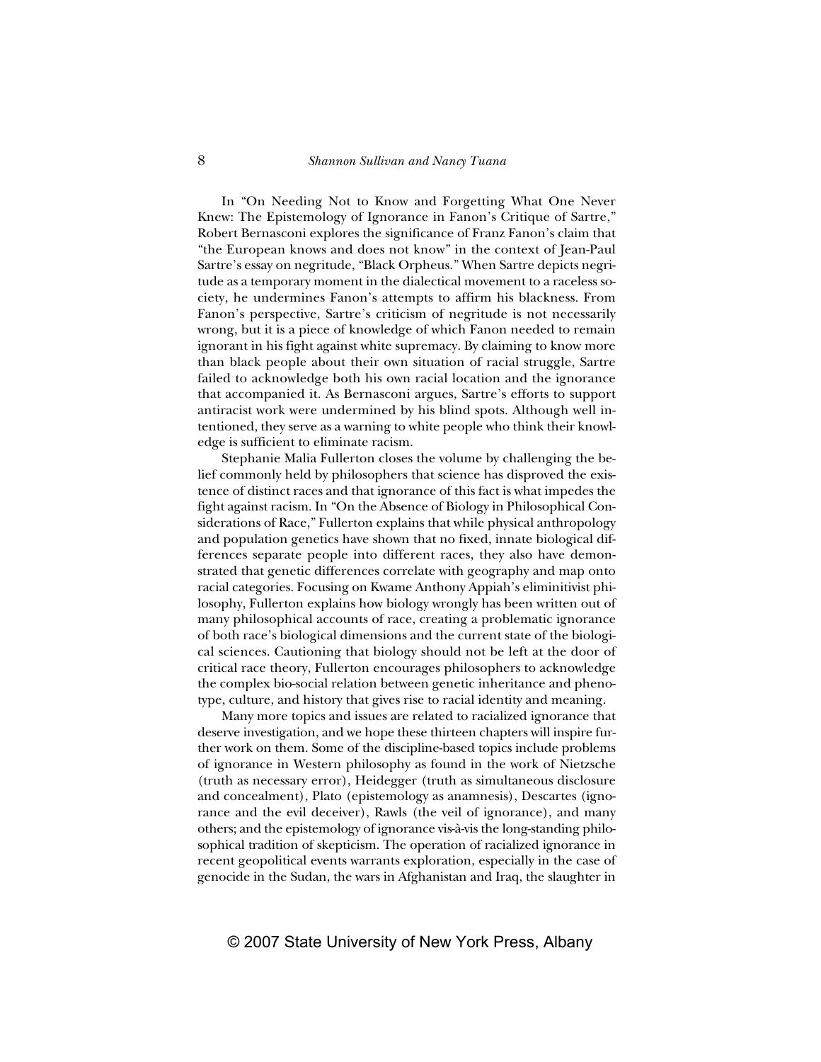In "On Needing Not to Know and Forgetting What One Never Knew: The Epistemology of Ignorance in Fanon's Critique of Sartre," Robert Bernasconi explores the significance of Franz Fanon's claim that "the European knows and does not know" in the context of Jean-Paul Sartre's essay on negritude, "Black Orpheus." When Sartre depicts negritude as a temporary moment in the dialectical movement to a raceless society, he undermines Fanon's attempts to affirm his blackness. From Fanon's perspective, Sartre's criticism of negritude is not necessarily wrong, but it is a piece of knowledge of which Fanon needed to remain ignorant in his fight against white supremacy. By claiming to know more than black people about their own situation of racial struggle, Sartre failed to acknowledge both his own racial location and the ignorance that accompanied it. As Bernasconi argues, Sartre's efforts to support antiracist work were undermined by his blind spots. Although well intentioned, they serve as a warning to white people who think their knowledge is sufficient to eliminate racism.

Stephanie Malia Fullerton closes the volume by challenging the belief commonly held by philosophers that science has disproved the existence of distinct races and that ignorance of this fact is what impedes the fight against racism. In "On the Absence of Biology in Philosophical Considerations of Race," Fullerton explains that while physical anthropology and population genetics have shown that no fixed, innate biological differences separate people into different races, they also have demonstrated that genetic differences correlate with geography and map onto racial categories. Focusing on Kwame Anthony Appiah's eliminitivist philosophy, Fullerton explains how biology wrongly has been written out of many philosophical accounts of race, creating a problematic ignorance of both race's biological dimensions and the current state of the biological sciences. Cautioning that biology should not be left at the door of critical race theory, Fullerton encourages philosophers to acknowledge the complex bio-social relation between genetic inheritance and phenotype, culture, and history that gives rise to racial identity and meaning.

Many more topics and issues are related to racialized ignorance that deserve investigation, and we hope these thirteen chapters will inspire further work on them. Some of the discipline-based topics include problems of ignorance in Western philosophy as found in the work of Nietzsche (truth as necessary error), Heidegger (truth as simultaneous disclosure and concealment), Plato (epistemology as anamnesis), Descartes (ignorance and the evil deceiver), Rawls (the veil of ignorance), and many others; and the epistemology of ignorance vis-à-vis the long-standing philosophical tradition of skepticism. The operation of racialized ignorance in recent geopolitical events warrants exploration, especially in the case of genocide in the Sudan, the wars in Afghanistan and Iraq, the slaughter in

© 2007 State University of New York Press, Albany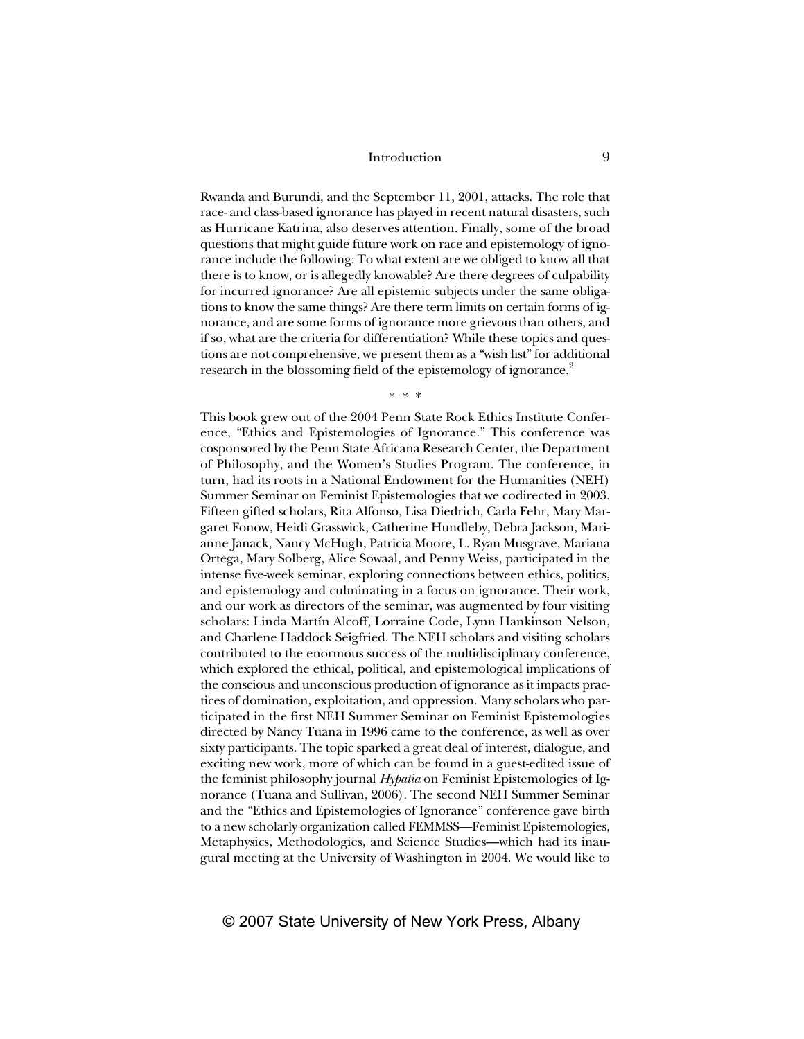Rwanda and Burundi, and the September 11, 2001, attacks. The role that race- and class-based ignorance has played in recent natural disasters, such as Hurricane Katrina, also deserves attention. Finally, some of the broad questions that might guide future work on race and epistemology of ignorance include the following: To what extent are we obliged to know all that there is to know, or is allegedly knowable? Are there degrees of culpability for incurred ignorance? Are all epistemic subjects under the same obligations to know the same things? Are there term limits on certain forms of ignorance, and are some forms of ignorance more grievous than others, and if so, what are the criteria for differentiation? While these topics and questions are not comprehensive, we present them as a "wish list" for additional research in the blossoming field of the epistemology of ignorance.[2]

\* \* \*

This book grew out of the 2004 Penn State Rock Ethics Institute Conference, "Ethics and Epistemologies of Ignorance." This conference was cosponsored by the Penn State Africana Research Center, the Department of Philosophy, and the Women's Studies Program. The conference, in turn, had its roots in a National Endowment for the Humanities (NEH) Summer Seminar on Feminist Epistemologies that we codirected in 2003. Fifteen gifted scholars, Rita Alfonso, Lisa Diedrich, Carla Fehr, Mary Margaret Fonow, Heidi Grasswick, Catherine Hundleby, Debra Jackson, Marianne Janack, Nancy McHugh, Patricia Moore, L. Ryan Musgrave, Mariana Ortega, Mary Solberg, Alice Sowaal, and Penny Weiss, participated in the intense five-week seminar, exploring connections between ethics, politics, and epistemology and culminating in a focus on ignorance. Their work, and our work as directors of the seminar, was augmented by four visiting scholars: Linda Martín Alcoff, Lorraine Code, Lynn Hankinson Nelson, and Charlene Haddock Seigfried. The NEH scholars and visiting scholars contributed to the enormous success of the multidisciplinary conference, which explored the ethical, political, and epistemological implications of the conscious and unconscious production of ignorance as it impacts practices of domination, exploitation, and oppression. Many scholars who participated in the first NEH Summer Seminar on Feminist Epistemologies directed by Nancy Tuana in 1996 came to the conference, as well as over sixty participants. The topic sparked a great deal of interest, dialogue, and exciting new work, more of which can be found in a guest-edited issue of the feminist philosophy journal *Hypatia* on Feminist Epistemologies of Ignorance (Tuana and Sullivan, 2006). The second NEH Summer Seminar and the "Ethics and Epistemologies of Ignorance" conference gave birth to a new scholarly organization called FEMMSS—Feminist Epistemologies, Metaphysics, Methodologies, and Science Studies—which had its inaugural meeting at the University of Washington in 2004. We would like to

© 2007 State University of New York Press, Albany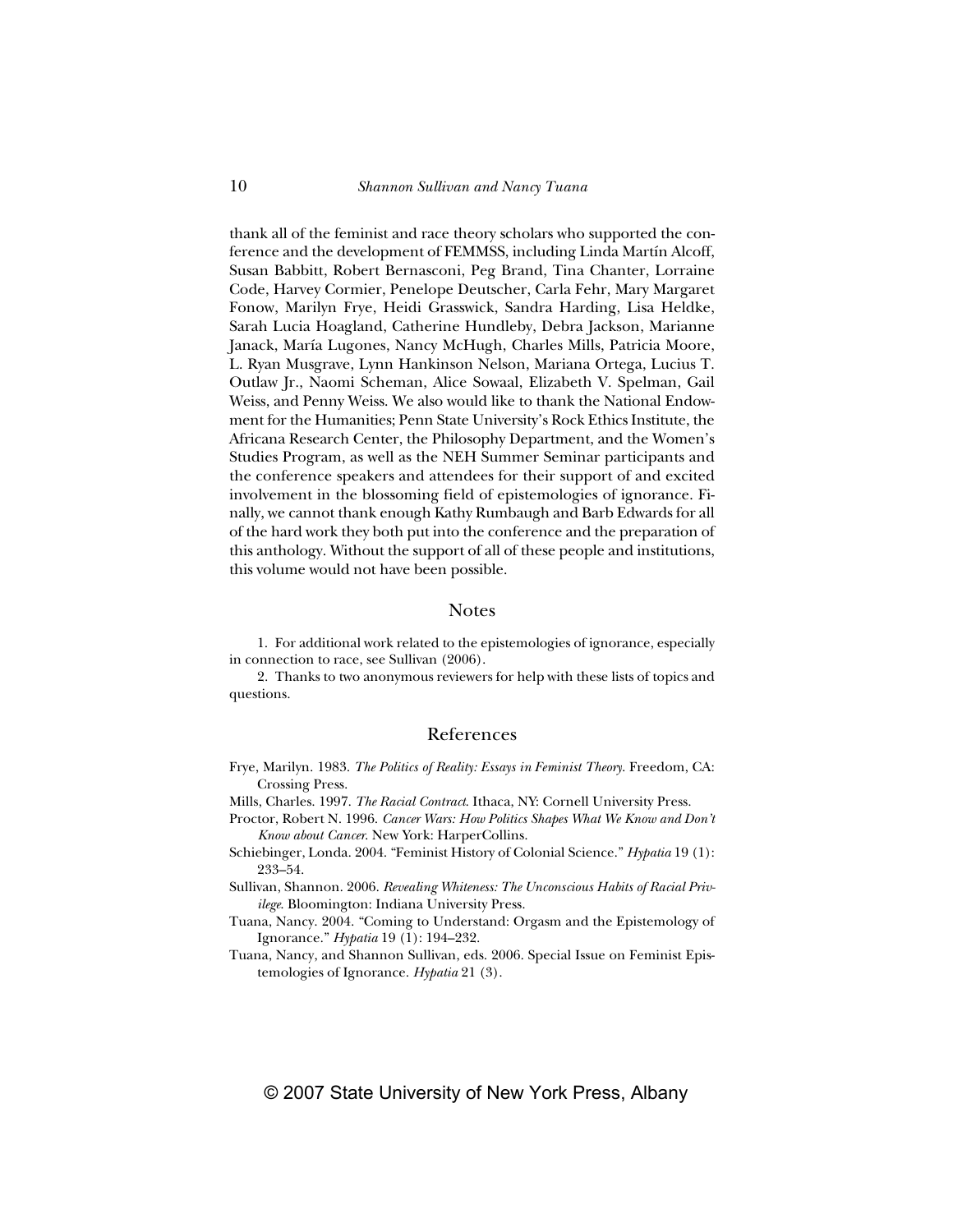thank all of the feminist and race theory scholars who supported the conference and the development of FEMMSS, including Linda Martín Alcoff, Susan Babbitt, Robert Bernasconi, Peg Brand, Tina Chanter, Lorraine Code, Harvey Cormier, Penelope Deutscher, Carla Fehr, Mary Margaret Fonow, Marilyn Frye, Heidi Grasswick, Sandra Harding, Lisa Heldke, Sarah Lucia Hoagland, Catherine Hundleby, Debra Jackson, Marianne Janack, María Lugones, Nancy McHugh, Charles Mills, Patricia Moore, L. Ryan Musgrave, Lynn Hankinson Nelson, Mariana Ortega, Lucius T. Outlaw Jr., Naomi Scheman, Alice Sowaal, Elizabeth V. Spelman, Gail Weiss, and Penny Weiss. We also would like to thank the National Endowment for the Humanities; Penn State University's Rock Ethics Institute, the Africana Research Center, the Philosophy Department, and the Women's Studies Program, as well as the NEH Summer Seminar participants and the conference speakers and attendees for their support of and excited involvement in the blossoming field of epistemologies of ignorance. Finally, we cannot thank enough Kathy Rumbaugh and Barb Edwards for all of the hard work they both put into the conference and the preparation of this anthology. Without the support of all of these people and institutions, this volume would not have been possible.

## Notes

1. For additional work related to the epistemologies of ignorance, especially in connection to race, see Sullivan (2006).

2. Thanks to two anonymous reviewers for help with these lists of topics and questions.

## References

Frye, Marilyn. 1983. *The Politics of Reality: Essays in Feminist Theory*. Freedom, CA: Crossing Press.

Mills, Charles. 1997. *The Racial Contract*. Ithaca, NY: Cornell University Press.

Proctor, Robert N. 1996. *Cancer Wars: How Politics Shapes What We Know and Don't Know about Cancer*. New York: HarperCollins.

Schiebinger, Londa. 2004. "Feminist History of Colonial Science." *Hypatia* 19 (1): 233–54.

Sullivan, Shannon. 2006. *Revealing Whiteness: The Unconscious Habits of Racial Privilege*. Bloomington: Indiana University Press.

Tuana, Nancy. 2004. "Coming to Understand: Orgasm and the Epistemology of Ignorance." *Hypatia* 19 (1): 194–232.

Tuana, Nancy, and Shannon Sullivan, eds. 2006. Special Issue on Feminist Epistemologies of Ignorance. *Hypatia* 21 (3).

© 2007 State University of New York Press, Albany